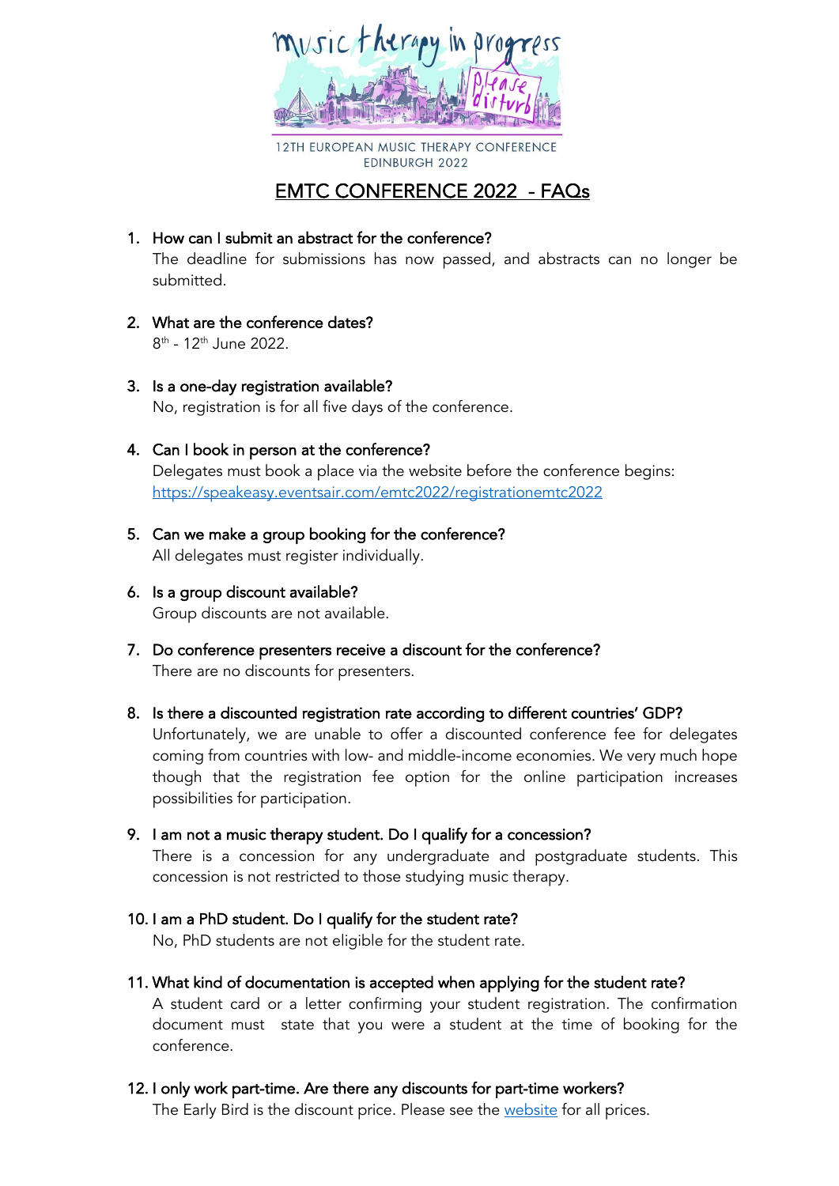music therapy in progress

please disturb

12TH EUROPEAN MUSIC THERAPY CONFERENCE
EDINBURGH 2022

# EMTC CONFERENCE 2022 - FAQs

1. How can I submit an abstract for the conference?
   The deadline for submissions has now passed, and abstracts can no longer be submitted.

2. What are the conference dates?
   8th - 12th June 2022.

3. Is a one-day registration available?
   No, registration is for all five days of the conference.

4. Can I book in person at the conference?
   Delegates must book a place via the website before the conference begins: https://speakeasy.eventsair.com/emtc2022/registrationemtc2022

5. Can we make a group booking for the conference?
   All delegates must register individually.

6. Is a group discount available?
   Group discounts are not available.

7. Do conference presenters receive a discount for the conference?
   There are no discounts for presenters.

8. Is there a discounted registration rate according to different countries' GDP?
   Unfortunately, we are unable to offer a discounted conference fee for delegates coming from countries with low- and middle-income economies. We very much hope though that the registration fee option for the online participation increases possibilities for participation.

9. I am not a music therapy student. Do I qualify for a concession?
   There is a concession for any undergraduate and postgraduate students. This concession is not restricted to those studying music therapy.

10. I am a PhD student. Do I qualify for the student rate?
    No, PhD students are not eligible for the student rate.

11. What kind of documentation is accepted when applying for the student rate?
    A student card or a letter confirming your student registration. The confirmation document must state that you were a student at the time of booking for the conference.

12. I only work part-time. Are there any discounts for part-time workers?
    The Early Bird is the discount price. Please see the website for all prices.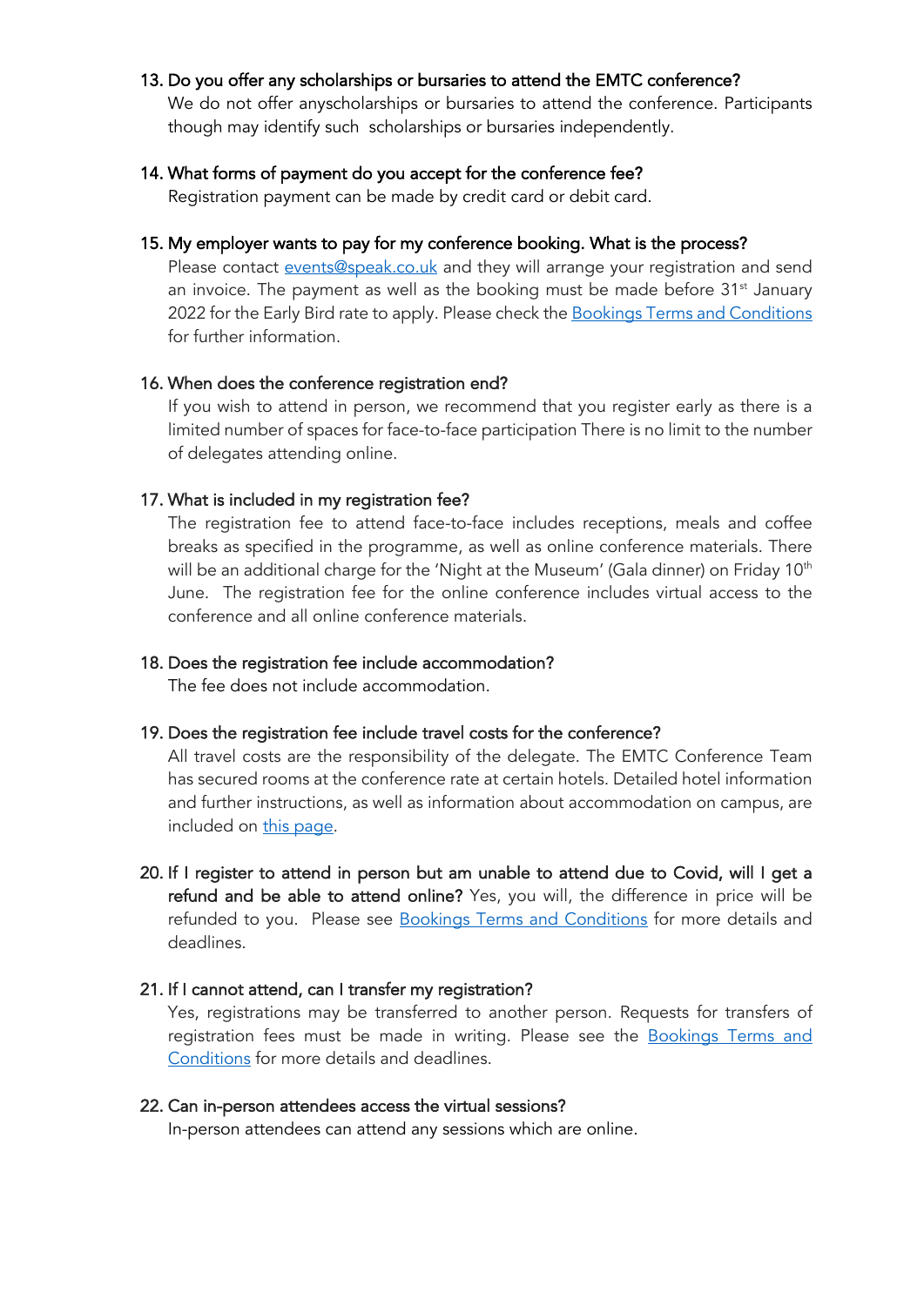13. **Do you offer any scholarships or bursaries to attend the EMTC conference?**
    We do not offer anyscholarships or bursaries to attend the conference. Participants though may identify such scholarships or bursaries independently.

14. **What forms of payment do you accept for the conference fee?**
    Registration payment can be made by credit card or debit card.

15. **My employer wants to pay for my conference booking. What is the process?**
    Please contact [events@speak.co.uk](mailto:events@speak.co.uk) and they will arrange your registration and send an invoice. The payment as well as the booking must be made before 31st January 2022 for the Early Bird rate to apply. Please check the [Bookings Terms and Conditions]() for further information.

16. **When does the conference registration end?**
    If you wish to attend in person, we recommend that you register early as there is a limited number of spaces for face-to-face participation There is no limit to the number of delegates attending online.

17. **What is included in my registration fee?**
    The registration fee to attend face-to-face includes receptions, meals and coffee breaks as specified in the programme, as well as online conference materials. There will be an additional charge for the 'Night at the Museum' (Gala dinner) on Friday 10th June. The registration fee for the online conference includes virtual access to the conference and all online conference materials.

18. **Does the registration fee include accommodation?**
    The fee does not include accommodation.

19. **Does the registration fee include travel costs for the conference?**
    All travel costs are the responsibility of the delegate. The EMTC Conference Team has secured rooms at the conference rate at certain hotels. Detailed hotel information and further instructions, as well as information about accommodation on campus, are included on [this page]().

20. **If I register to attend in person but am unable to attend due to Covid, will I get a refund and be able to attend online?** Yes, you will, the difference in price will be refunded to you. Please see [Bookings Terms and Conditions]() for more details and deadlines.

21. **If I cannot attend, can I transfer my registration?**
    Yes, registrations may be transferred to another person. Requests for transfers of registration fees must be made in writing. Please see the [Bookings Terms and Conditions]() for more details and deadlines.

22. **Can in-person attendees access the virtual sessions?**
    In-person attendees can attend any sessions which are online.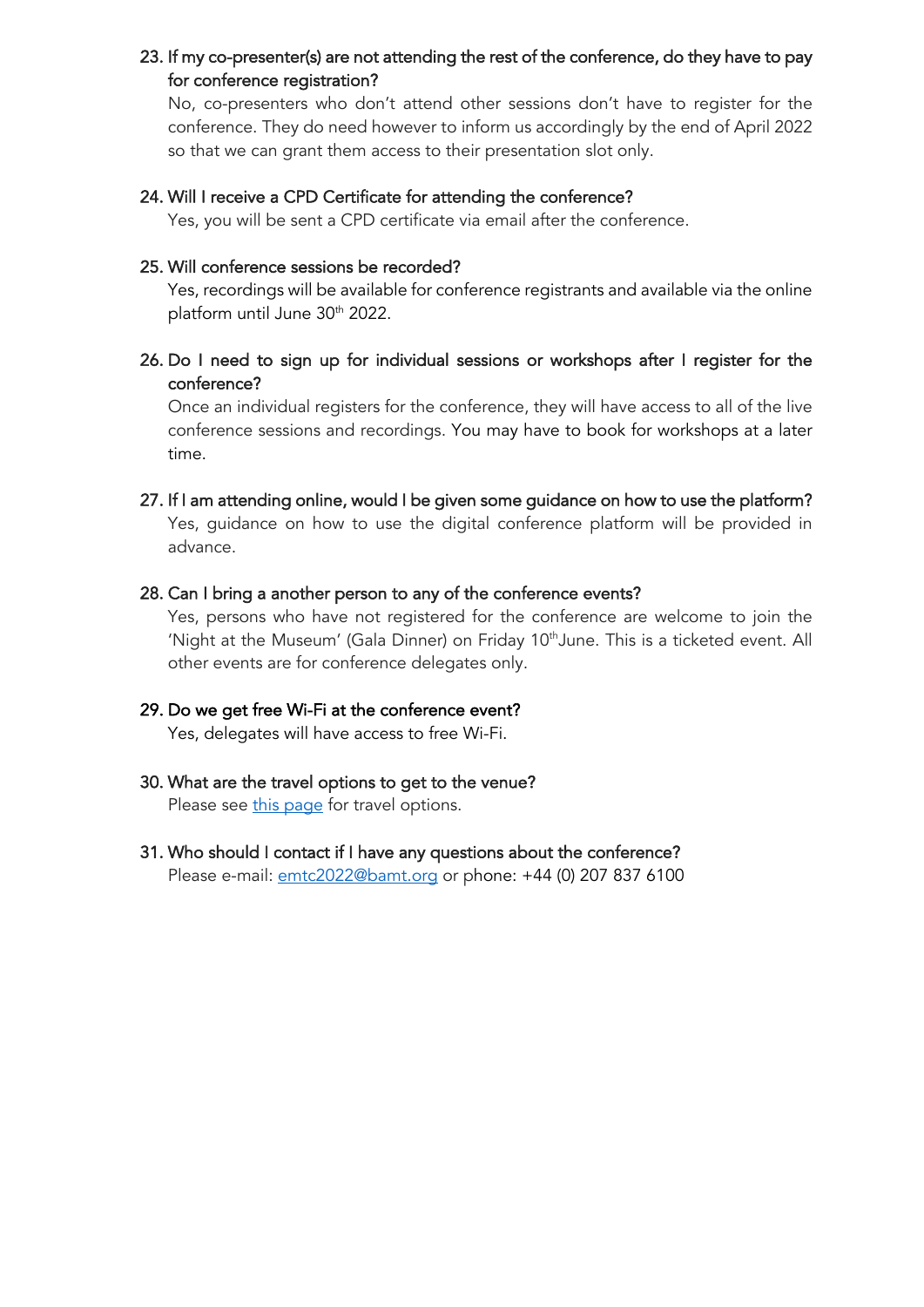23. If my co-presenter(s) are not attending the rest of the conference, do they have to pay for conference registration?

    No, co-presenters who don't attend other sessions don't have to register for the conference. They do need however to inform us accordingly by the end of April 2022 so that we can grant them access to their presentation slot only.

24. Will I receive a CPD Certificate for attending the conference?

    Yes, you will be sent a CPD certificate via email after the conference.

25. Will conference sessions be recorded?

    Yes, recordings will be available for conference registrants and available via the online platform until June 30th 2022.

26. Do I need to sign up for individual sessions or workshops after I register for the conference?

    Once an individual registers for the conference, they will have access to all of the live conference sessions and recordings. You may have to book for workshops at a later time.

27. If I am attending online, would I be given some guidance on how to use the platform?

    Yes, guidance on how to use the digital conference platform will be provided in advance.

28. Can I bring a another person to any of the conference events?

    Yes, persons who have not registered for the conference are welcome to join the 'Night at the Museum' (Gala Dinner) on Friday 10th June. This is a ticketed event. All other events are for conference delegates only.

29. Do we get free Wi-Fi at the conference event?

    Yes, delegates will have access to free Wi-Fi.

30. What are the travel options to get to the venue?

    Please see this page for travel options.

31. Who should I contact if I have any questions about the conference?

    Please e-mail: emtc2022@bamt.org or phone: +44 (0) 207 837 6100